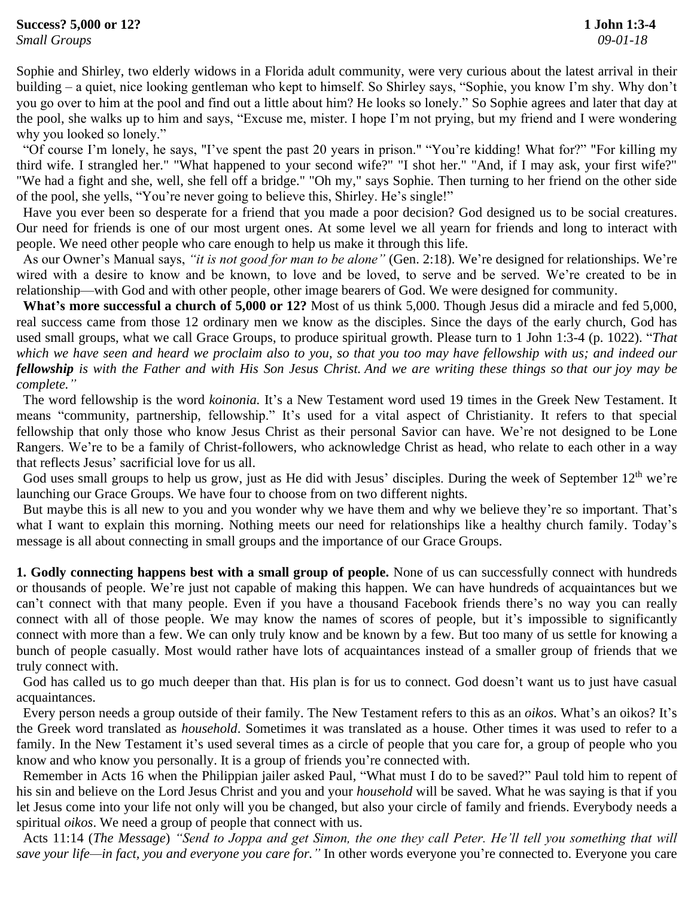**Success? 5,000 or 12?** **1 John 1:3-4**
*Small Groups* *09-01-18*

Sophie and Shirley, two elderly widows in a Florida adult community, were very curious about the latest arrival in their building – a quiet, nice looking gentleman who kept to himself. So Shirley says, "Sophie, you know I'm shy. Why don't you go over to him at the pool and find out a little about him? He looks so lonely." So Sophie agrees and later that day at the pool, she walks up to him and says, "Excuse me, mister. I hope I'm not prying, but my friend and I were wondering why you looked so lonely."

"Of course I'm lonely, he says, "I've spent the past 20 years in prison." "You're kidding! What for?" "For killing my third wife. I strangled her." "What happened to your second wife?" "I shot her." "And, if I may ask, your first wife?" "We had a fight and she, well, she fell off a bridge." "Oh my," says Sophie. Then turning to her friend on the other side of the pool, she yells, "You're never going to believe this, Shirley. He's single!"

Have you ever been so desperate for a friend that you made a poor decision? God designed us to be social creatures. Our need for friends is one of our most urgent ones. At some level we all yearn for friends and long to interact with people. We need other people who care enough to help us make it through this life.

As our Owner's Manual says, *"it is not good for man to be alone"* (Gen. 2:18). We're designed for relationships. We're wired with a desire to know and be known, to love and be loved, to serve and be served. We're created to be in relationship—with God and with other people, other image bearers of God. We were designed for community.

**What's more successful a church of 5,000 or 12?** Most of us think 5,000. Though Jesus did a miracle and fed 5,000, real success came from those 12 ordinary men we know as the disciples. Since the days of the early church, God has used small groups, what we call Grace Groups, to produce spiritual growth. Please turn to 1 John 1:3-4 (p. 1022). "*That which we have seen and heard we proclaim also to you, so that you too may have fellowship with us; and indeed our **fellowship** is with the Father and with His Son Jesus Christ. And we are writing these things so that our joy may be complete."*

The word fellowship is the word *koinonia.* It's a New Testament word used 19 times in the Greek New Testament. It means "community, partnership, fellowship." It's used for a vital aspect of Christianity. It refers to that special fellowship that only those who know Jesus Christ as their personal Savior can have. We're not designed to be Lone Rangers. We're to be a family of Christ-followers, who acknowledge Christ as head, who relate to each other in a way that reflects Jesus' sacrificial love for us all.

God uses small groups to help us grow, just as He did with Jesus' disciples. During the week of September 12th we're launching our Grace Groups. We have four to choose from on two different nights.

But maybe this is all new to you and you wonder why we have them and why we believe they're so important. That's what I want to explain this morning. Nothing meets our need for relationships like a healthy church family. Today's message is all about connecting in small groups and the importance of our Grace Groups.

**1. Godly connecting happens best with a small group of people.** None of us can successfully connect with hundreds or thousands of people. We're just not capable of making this happen. We can have hundreds of acquaintances but we can't connect with that many people. Even if you have a thousand Facebook friends there's no way you can really connect with all of those people. We may know the names of scores of people, but it's impossible to significantly connect with more than a few. We can only truly know and be known by a few. But too many of us settle for knowing a bunch of people casually. Most would rather have lots of acquaintances instead of a smaller group of friends that we truly connect with.

God has called us to go much deeper than that. His plan is for us to connect. God doesn't want us to just have casual acquaintances.

Every person needs a group outside of their family. The New Testament refers to this as an *oikos*. What's an oikos? It's the Greek word translated as *household*. Sometimes it was translated as a house. Other times it was used to refer to a family. In the New Testament it's used several times as a circle of people that you care for, a group of people who you know and who know you personally. It is a group of friends you're connected with.

Remember in Acts 16 when the Philippian jailer asked Paul, "What must I do to be saved?" Paul told him to repent of his sin and believe on the Lord Jesus Christ and you and your *household* will be saved. What he was saying is that if you let Jesus come into your life not only will you be changed, but also your circle of family and friends. Everybody needs a spiritual *oikos*. We need a group of people that connect with us.

Acts 11:14 (*The Message*) *"Send to Joppa and get Simon, the one they call Peter. He'll tell you something that will save your life—in fact, you and everyone you care for."* In other words everyone you're connected to. Everyone you care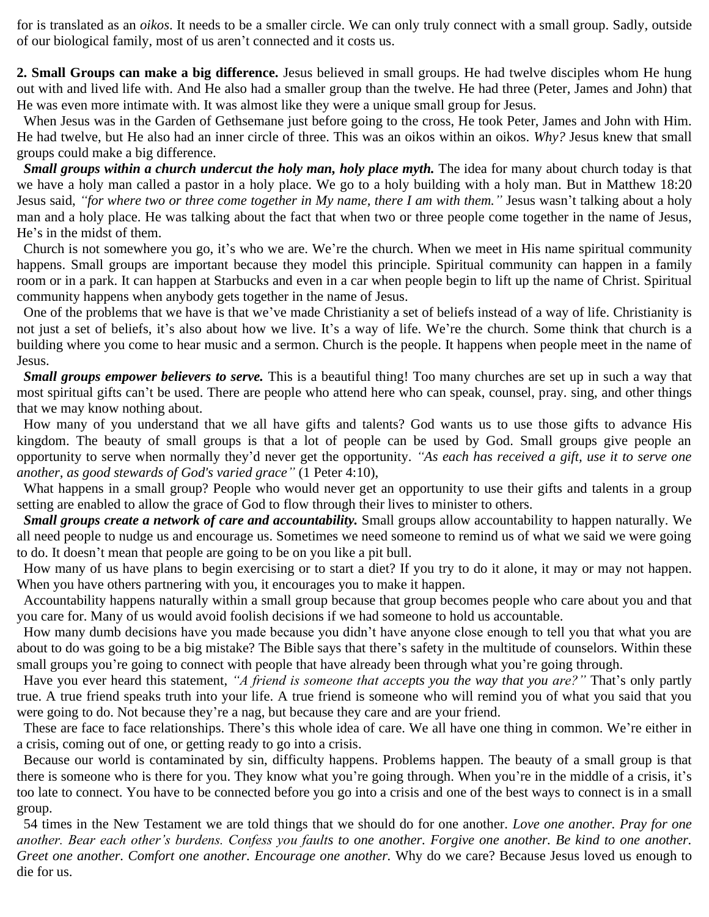for is translated as an *oikos*. It needs to be a smaller circle. We can only truly connect with a small group. Sadly, outside of our biological family, most of us aren't connected and it costs us.

**2. Small Groups can make a big difference.** Jesus believed in small groups. He had twelve disciples whom He hung out with and lived life with. And He also had a smaller group than the twelve. He had three (Peter, James and John) that He was even more intimate with. It was almost like they were a unique small group for Jesus.

When Jesus was in the Garden of Gethsemane just before going to the cross, He took Peter, James and John with Him. He had twelve, but He also had an inner circle of three. This was an oikos within an oikos. *Why?* Jesus knew that small groups could make a big difference.

***Small groups within a church undercut the holy man, holy place myth.*** The idea for many about church today is that we have a holy man called a pastor in a holy place. We go to a holy building with a holy man. But in Matthew 18:20 Jesus said, *"for where two or three come together in My name, there I am with them."* Jesus wasn't talking about a holy man and a holy place. He was talking about the fact that when two or three people come together in the name of Jesus, He's in the midst of them.

Church is not somewhere you go, it's who we are. We're the church. When we meet in His name spiritual community happens. Small groups are important because they model this principle. Spiritual community can happen in a family room or in a park. It can happen at Starbucks and even in a car when people begin to lift up the name of Christ. Spiritual community happens when anybody gets together in the name of Jesus.

One of the problems that we have is that we've made Christianity a set of beliefs instead of a way of life. Christianity is not just a set of beliefs, it's also about how we live. It's a way of life. We're the church. Some think that church is a building where you come to hear music and a sermon. Church is the people. It happens when people meet in the name of Jesus.

***Small groups empower believers to serve.*** This is a beautiful thing! Too many churches are set up in such a way that most spiritual gifts can't be used. There are people who attend here who can speak, counsel, pray. sing, and other things that we may know nothing about.

How many of you understand that we all have gifts and talents? God wants us to use those gifts to advance His kingdom. The beauty of small groups is that a lot of people can be used by God. Small groups give people an opportunity to serve when normally they'd never get the opportunity. *"As each has received a gift, use it to serve one another, as good stewards of God's varied grace"* (1 Peter 4:10),

What happens in a small group? People who would never get an opportunity to use their gifts and talents in a group setting are enabled to allow the grace of God to flow through their lives to minister to others.

***Small groups create a network of care and accountability.*** Small groups allow accountability to happen naturally. We all need people to nudge us and encourage us. Sometimes we need someone to remind us of what we said we were going to do. It doesn't mean that people are going to be on you like a pit bull.

How many of us have plans to begin exercising or to start a diet? If you try to do it alone, it may or may not happen. When you have others partnering with you, it encourages you to make it happen.

Accountability happens naturally within a small group because that group becomes people who care about you and that you care for. Many of us would avoid foolish decisions if we had someone to hold us accountable.

How many dumb decisions have you made because you didn't have anyone close enough to tell you that what you are about to do was going to be a big mistake? The Bible says that there's safety in the multitude of counselors. Within these small groups you're going to connect with people that have already been through what you're going through.

Have you ever heard this statement, *"A friend is someone that accepts you the way that you are?"* That's only partly true. A true friend speaks truth into your life. A true friend is someone who will remind you of what you said that you were going to do. Not because they're a nag, but because they care and are your friend.

These are face to face relationships. There's this whole idea of care. We all have one thing in common. We're either in a crisis, coming out of one, or getting ready to go into a crisis.

Because our world is contaminated by sin, difficulty happens. Problems happen. The beauty of a small group is that there is someone who is there for you. They know what you're going through. When you're in the middle of a crisis, it's too late to connect. You have to be connected before you go into a crisis and one of the best ways to connect is in a small group.

54 times in the New Testament we are told things that we should do for one another. *Love one another. Pray for one another. Bear each other's burdens. Confess you faults to one another. Forgive one another. Be kind to one another. Greet one another. Comfort one another. Encourage one another.* Why do we care? Because Jesus loved us enough to die for us.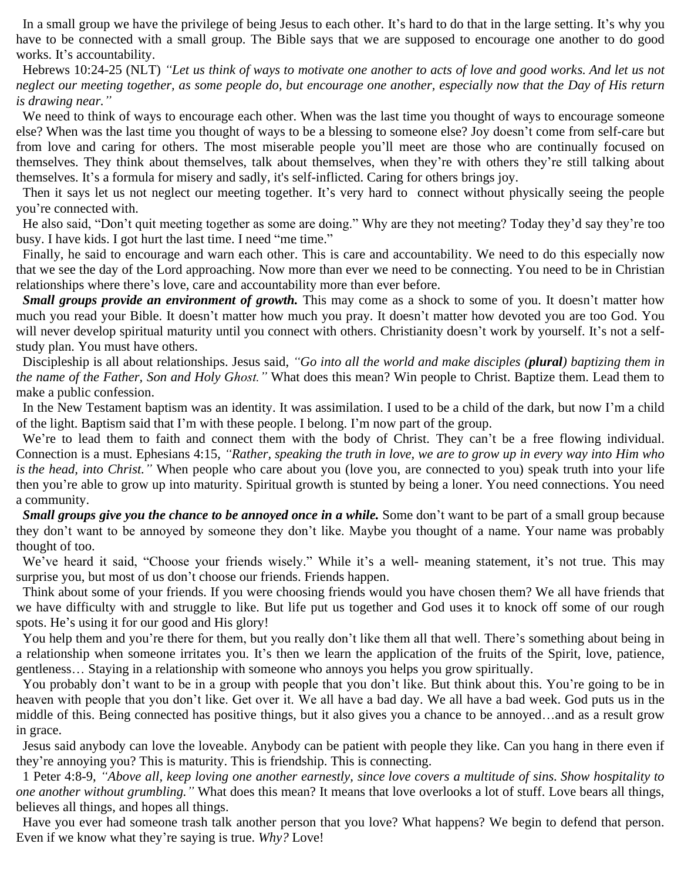In a small group we have the privilege of being Jesus to each other. It's hard to do that in the large setting. It's why you have to be connected with a small group. The Bible says that we are supposed to encourage one another to do good works. It's accountability.

Hebrews 10:24-25 (NLT) *"Let us think of ways to motivate one another to acts of love and good works. And let us not neglect our meeting together, as some people do, but encourage one another, especially now that the Day of His return is drawing near."*

We need to think of ways to encourage each other. When was the last time you thought of ways to encourage someone else? When was the last time you thought of ways to be a blessing to someone else? Joy doesn't come from self-care but from love and caring for others. The most miserable people you'll meet are those who are continually focused on themselves. They think about themselves, talk about themselves, when they're with others they're still talking about themselves. It's a formula for misery and sadly, it's self-inflicted. Caring for others brings joy.

Then it says let us not neglect our meeting together. It's very hard to connect without physically seeing the people you're connected with.

He also said, "Don't quit meeting together as some are doing." Why are they not meeting? Today they'd say they're too busy. I have kids. I got hurt the last time. I need "me time."

Finally, he said to encourage and warn each other. This is care and accountability. We need to do this especially now that we see the day of the Lord approaching. Now more than ever we need to be connecting. You need to be in Christian relationships where there's love, care and accountability more than ever before.

***Small groups provide an environment of growth.*** This may come as a shock to some of you. It doesn't matter how much you read your Bible. It doesn't matter how much you pray. It doesn't matter how devoted you are too God. You will never develop spiritual maturity until you connect with others. Christianity doesn't work by yourself. It's not a self-study plan. You must have others.

Discipleship is all about relationships. Jesus said, *"Go into all the world and make disciples (**plural**) baptizing them in the name of the Father, Son and Holy Ghost."* What does this mean? Win people to Christ. Baptize them. Lead them to make a public confession.

In the New Testament baptism was an identity. It was assimilation. I used to be a child of the dark, but now I'm a child of the light. Baptism said that I'm with these people. I belong. I'm now part of the group.

We're to lead them to faith and connect them with the body of Christ. They can't be a free flowing individual. Connection is a must. Ephesians 4:15, *"Rather, speaking the truth in love, we are to grow up in every way into Him who is the head, into Christ."* When people who care about you (love you, are connected to you) speak truth into your life then you're able to grow up into maturity. Spiritual growth is stunted by being a loner. You need connections. You need a community.

***Small groups give you the chance to be annoyed once in a while.*** Some don't want to be part of a small group because they don't want to be annoyed by someone they don't like. Maybe you thought of a name. Your name was probably thought of too.

We've heard it said, "Choose your friends wisely." While it's a well- meaning statement, it's not true. This may surprise you, but most of us don't choose our friends. Friends happen.

Think about some of your friends. If you were choosing friends would you have chosen them? We all have friends that we have difficulty with and struggle to like. But life put us together and God uses it to knock off some of our rough spots. He's using it for our good and His glory!

You help them and you're there for them, but you really don't like them all that well. There's something about being in a relationship when someone irritates you. It's then we learn the application of the fruits of the Spirit, love, patience, gentleness… Staying in a relationship with someone who annoys you helps you grow spiritually.

You probably don't want to be in a group with people that you don't like. But think about this. You're going to be in heaven with people that you don't like. Get over it. We all have a bad day. We all have a bad week. God puts us in the middle of this. Being connected has positive things, but it also gives you a chance to be annoyed…and as a result grow in grace.

Jesus said anybody can love the loveable. Anybody can be patient with people they like. Can you hang in there even if they're annoying you? This is maturity. This is friendship. This is connecting.

1 Peter 4:8-9, *"Above all, keep loving one another earnestly, since love covers a multitude of sins. Show hospitality to one another without grumbling."* What does this mean? It means that love overlooks a lot of stuff. Love bears all things, believes all things, and hopes all things.

Have you ever had someone trash talk another person that you love? What happens? We begin to defend that person. Even if we know what they're saying is true. *Why?* Love!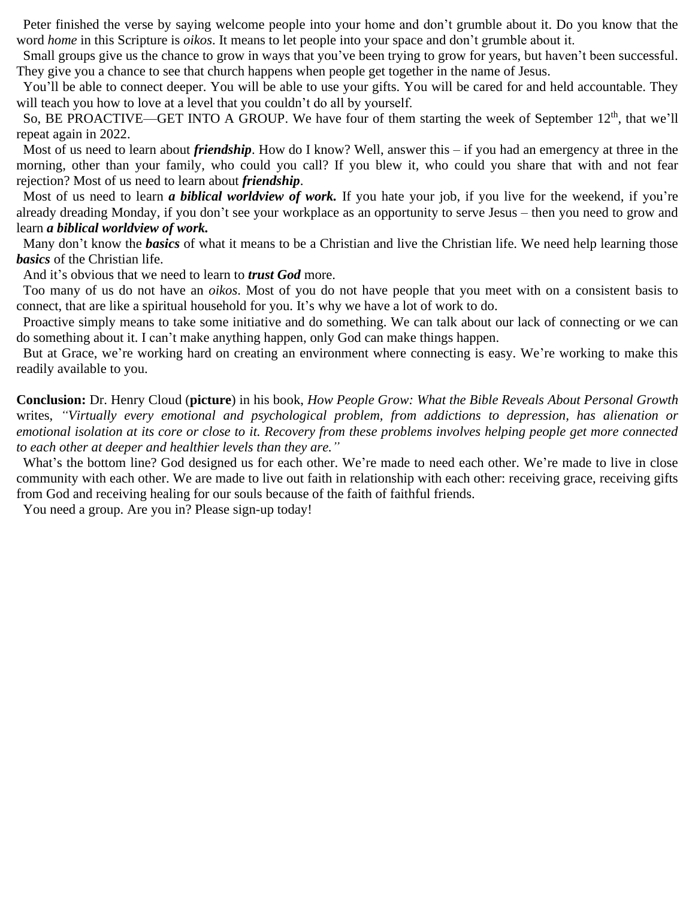Peter finished the verse by saying welcome people into your home and don't grumble about it. Do you know that the word *home* in this Scripture is *oikos*. It means to let people into your space and don't grumble about it.

Small groups give us the chance to grow in ways that you've been trying to grow for years, but haven't been successful. They give you a chance to see that church happens when people get together in the name of Jesus.

You'll be able to connect deeper. You will be able to use your gifts. You will be cared for and held accountable. They will teach you how to love at a level that you couldn't do all by yourself.

So, BE PROACTIVE—GET INTO A GROUP. We have four of them starting the week of September 12th, that we'll repeat again in 2022.

Most of us need to learn about ***friendship***. How do I know? Well, answer this – if you had an emergency at three in the morning, other than your family, who could you call? If you blew it, who could you share that with and not fear rejection? Most of us need to learn about ***friendship***.

Most of us need to learn ***a biblical worldview of work.*** If you hate your job, if you live for the weekend, if you're already dreading Monday, if you don't see your workplace as an opportunity to serve Jesus – then you need to grow and learn ***a biblical worldview of work.***

Many don't know the ***basics*** of what it means to be a Christian and live the Christian life. We need help learning those ***basics*** of the Christian life.

And it's obvious that we need to learn to ***trust God*** more.

Too many of us do not have an *oikos*. Most of you do not have people that you meet with on a consistent basis to connect, that are like a spiritual household for you. It's why we have a lot of work to do.

Proactive simply means to take some initiative and do something. We can talk about our lack of connecting or we can do something about it. I can't make anything happen, only God can make things happen.

But at Grace, we're working hard on creating an environment where connecting is easy. We're working to make this readily available to you.

**Conclusion:** Dr. Henry Cloud (**picture**) in his book, *How People Grow: What the Bible Reveals About Personal Growth* writes, *"Virtually every emotional and psychological problem, from addictions to depression, has alienation or emotional isolation at its core or close to it. Recovery from these problems involves helping people get more connected to each other at deeper and healthier levels than they are."*

What's the bottom line? God designed us for each other. We're made to need each other. We're made to live in close community with each other. We are made to live out faith in relationship with each other: receiving grace, receiving gifts from God and receiving healing for our souls because of the faith of faithful friends.

You need a group. Are you in? Please sign-up today!